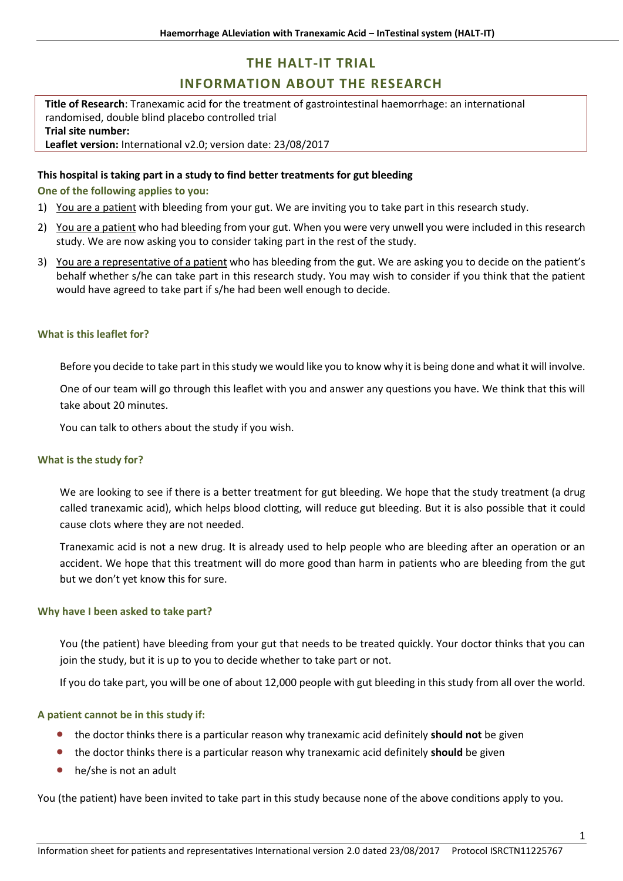# THE HALT-IT TRIAL

# INFORMATION ABOUT THE RESEARCH

**Title of Research**: Tranexamic acid for the treatment of gastrointestinal haemorrhage: an international randomised, double blind placebo controlled trial
**Trial site number:**
**Leaflet version:** International v2.0; version date: 23/08/2017

**This hospital is taking part in a study to find better treatments for gut bleeding**

**One of the following applies to you:**

1) <u>You are a patient</u> with bleeding from your gut. We are inviting you to take part in this research study.
2) <u>You are a patient</u> who had bleeding from your gut. When you were very unwell you were included in this research study. We are now asking you to consider taking part in the rest of the study.
3) <u>You are a representative of a patient</u> who has bleeding from the gut. We are asking you to decide on the patient's behalf whether s/he can take part in this research study. You may wish to consider if you think that the patient would have agreed to take part if s/he had been well enough to decide.

### What is this leaflet for?

Before you decide to take part in this study we would like you to know why it is being done and what it will involve.

One of our team will go through this leaflet with you and answer any questions you have. We think that this will take about 20 minutes.

You can talk to others about the study if you wish.

### What is the study for?

We are looking to see if there is a better treatment for gut bleeding. We hope that the study treatment (a drug called tranexamic acid), which helps blood clotting, will reduce gut bleeding. But it is also possible that it could cause clots where they are not needed.

Tranexamic acid is not a new drug. It is already used to help people who are bleeding after an operation or an accident. We hope that this treatment will do more good than harm in patients who are bleeding from the gut but we don't yet know this for sure.

### Why have I been asked to take part?

You (the patient) have bleeding from your gut that needs to be treated quickly. Your doctor thinks that you can join the study, but it is up to you to decide whether to take part or not.

If you do take part, you will be one of about 12,000 people with gut bleeding in this study from all over the world.

### A patient cannot be in this study if:

- the doctor thinks there is a particular reason why tranexamic acid definitely **should not** be given
- the doctor thinks there is a particular reason why tranexamic acid definitely **should** be given
- he/she is not an adult

You (the patient) have been invited to take part in this study because none of the above conditions apply to you.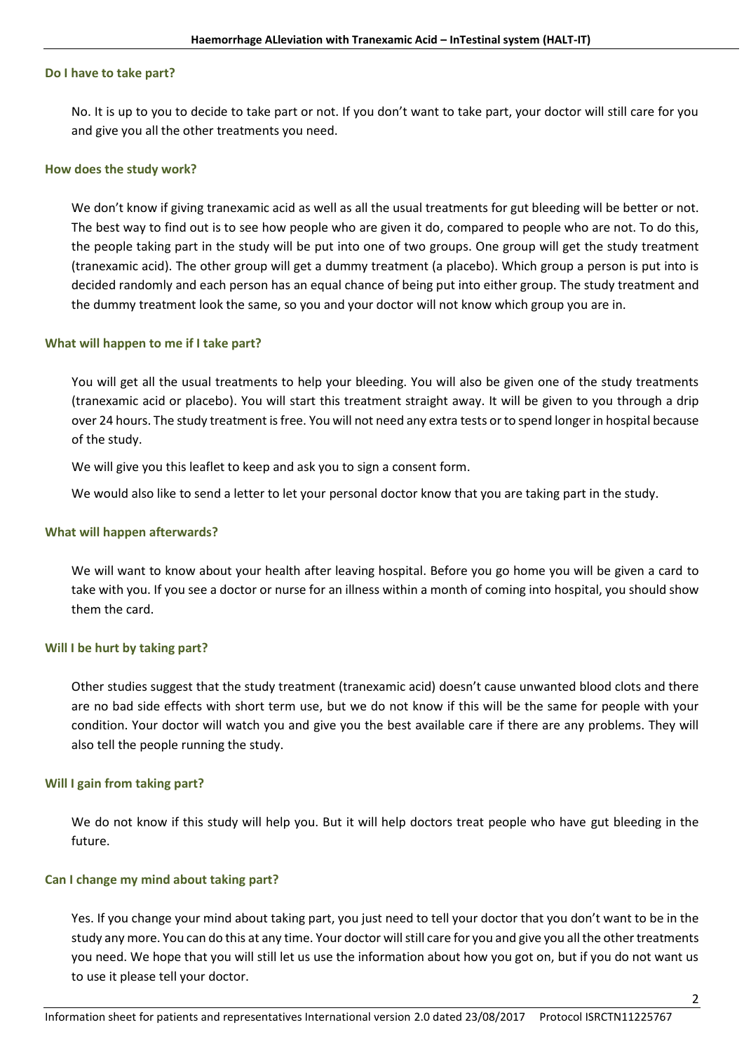## Do I have to take part?

No. It is up to you to decide to take part or not. If you don't want to take part, your doctor will still care for you and give you all the other treatments you need.

## How does the study work?

We don't know if giving tranexamic acid as well as all the usual treatments for gut bleeding will be better or not. The best way to find out is to see how people who are given it do, compared to people who are not. To do this, the people taking part in the study will be put into one of two groups. One group will get the study treatment (tranexamic acid). The other group will get a dummy treatment (a placebo). Which group a person is put into is decided randomly and each person has an equal chance of being put into either group. The study treatment and the dummy treatment look the same, so you and your doctor will not know which group you are in.

## What will happen to me if I take part?

You will get all the usual treatments to help your bleeding. You will also be given one of the study treatments (tranexamic acid or placebo). You will start this treatment straight away. It will be given to you through a drip over 24 hours. The study treatment is free. You will not need any extra tests or to spend longer in hospital because of the study.

We will give you this leaflet to keep and ask you to sign a consent form.

We would also like to send a letter to let your personal doctor know that you are taking part in the study.

## What will happen afterwards?

We will want to know about your health after leaving hospital. Before you go home you will be given a card to take with you. If you see a doctor or nurse for an illness within a month of coming into hospital, you should show them the card.

## Will I be hurt by taking part?

Other studies suggest that the study treatment (tranexamic acid) doesn't cause unwanted blood clots and there are no bad side effects with short term use, but we do not know if this will be the same for people with your condition. Your doctor will watch you and give you the best available care if there are any problems. They will also tell the people running the study.

## Will I gain from taking part?

We do not know if this study will help you. But it will help doctors treat people who have gut bleeding in the future.

## Can I change my mind about taking part?

Yes. If you change your mind about taking part, you just need to tell your doctor that you don't want to be in the study any more. You can do this at any time. Your doctor will still care for you and give you all the other treatments you need. We hope that you will still let us use the information about how you got on, but if you do not want us to use it please tell your doctor.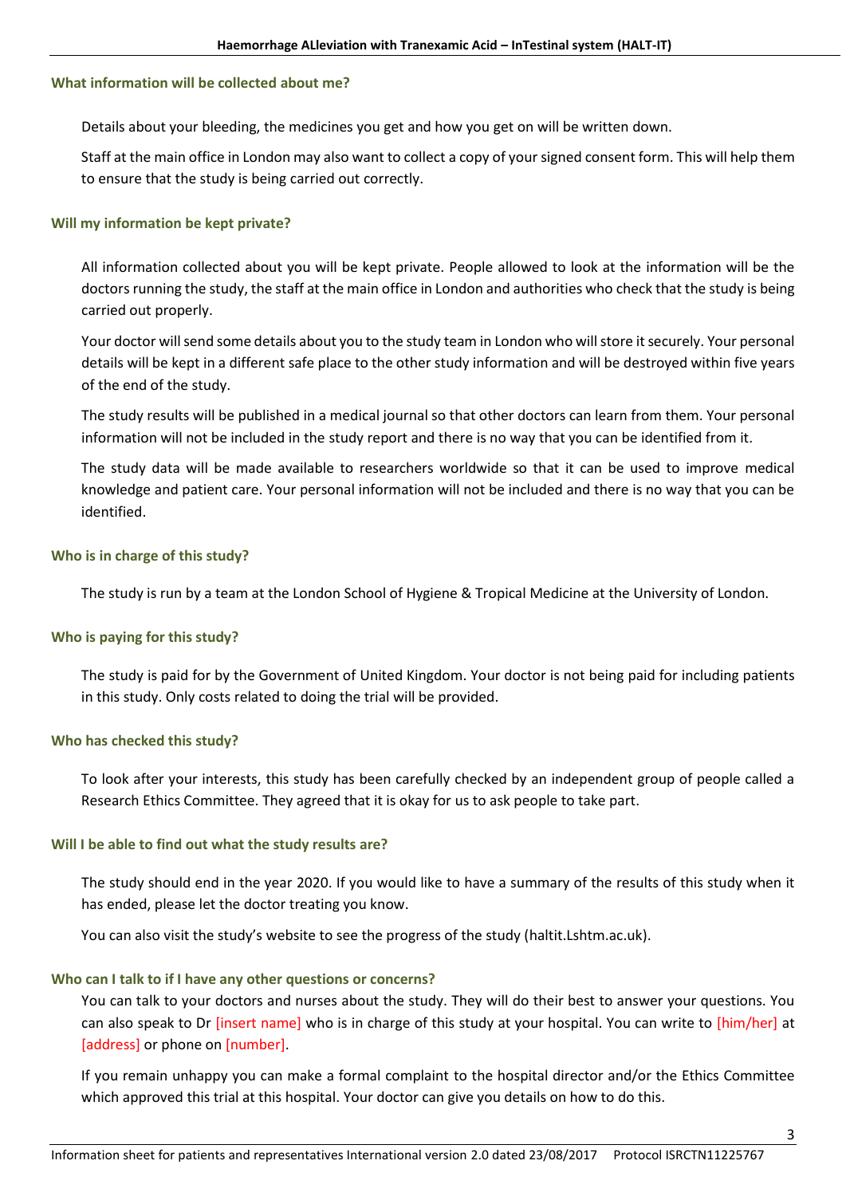## What information will be collected about me?

Details about your bleeding, the medicines you get and how you get on will be written down.

Staff at the main office in London may also want to collect a copy of your signed consent form. This will help them to ensure that the study is being carried out correctly.

## Will my information be kept private?

All information collected about you will be kept private. People allowed to look at the information will be the doctors running the study, the staff at the main office in London and authorities who check that the study is being carried out properly.

Your doctor will send some details about you to the study team in London who will store it securely. Your personal details will be kept in a different safe place to the other study information and will be destroyed within five years of the end of the study.

The study results will be published in a medical journal so that other doctors can learn from them. Your personal information will not be included in the study report and there is no way that you can be identified from it.

The study data will be made available to researchers worldwide so that it can be used to improve medical knowledge and patient care. Your personal information will not be included and there is no way that you can be identified.

## Who is in charge of this study?

The study is run by a team at the London School of Hygiene & Tropical Medicine at the University of London.

## Who is paying for this study?

The study is paid for by the Government of United Kingdom. Your doctor is not being paid for including patients in this study. Only costs related to doing the trial will be provided.

## Who has checked this study?

To look after your interests, this study has been carefully checked by an independent group of people called a Research Ethics Committee. They agreed that it is okay for us to ask people to take part.

## Will I be able to find out what the study results are?

The study should end in the year 2020. If you would like to have a summary of the results of this study when it has ended, please let the doctor treating you know.

You can also visit the study's website to see the progress of the study (haltit.Lshtm.ac.uk).

## Who can I talk to if I have any other questions or concerns?

You can talk to your doctors and nurses about the study. They will do their best to answer your questions. You can also speak to Dr [insert name] who is in charge of this study at your hospital. You can write to [him/her] at [address] or phone on [number].

If you remain unhappy you can make a formal complaint to the hospital director and/or the Ethics Committee which approved this trial at this hospital. Your doctor can give you details on how to do this.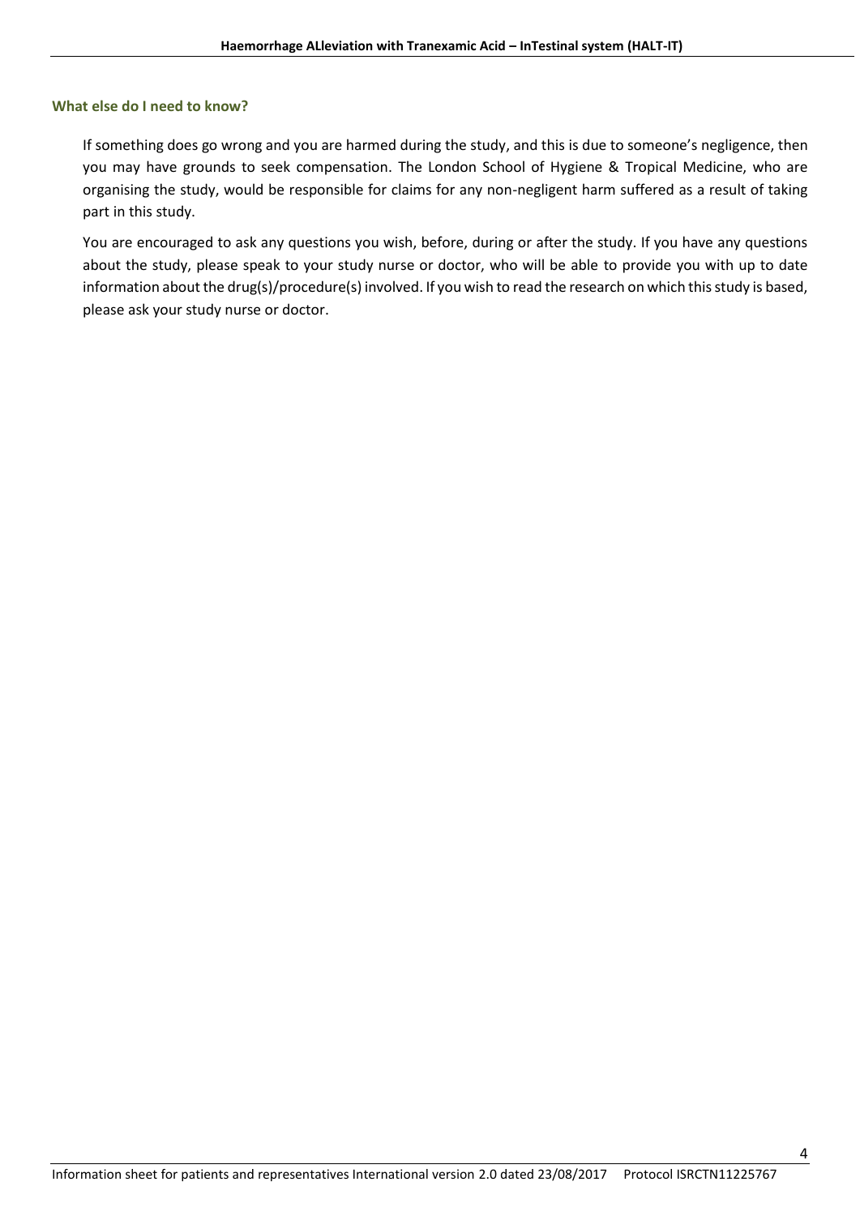### What else do I need to know?

If something does go wrong and you are harmed during the study, and this is due to someone's negligence, then you may have grounds to seek compensation. The London School of Hygiene & Tropical Medicine, who are organising the study, would be responsible for claims for any non-negligent harm suffered as a result of taking part in this study.

You are encouraged to ask any questions you wish, before, during or after the study. If you have any questions about the study, please speak to your study nurse or doctor, who will be able to provide you with up to date information about the drug(s)/procedure(s) involved. If you wish to read the research on which this study is based, please ask your study nurse or doctor.